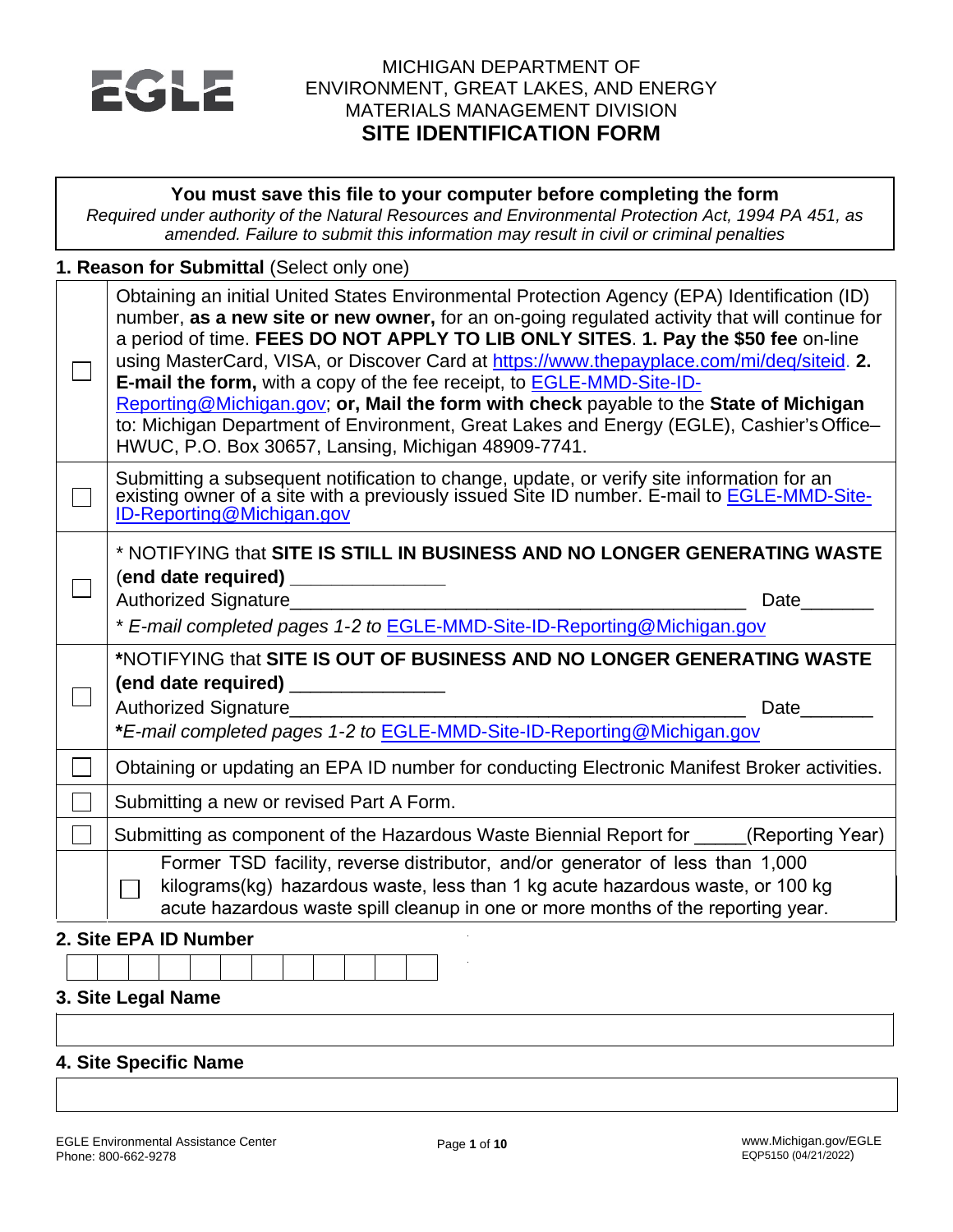EGLE

MICHIGAN DEPARTMENT OF
ENVIRONMENT, GREAT LAKES, AND ENERGY
MATERIALS MANAGEMENT DIVISION

# SITE IDENTIFICATION FORM

**You must save this file to your computer before completing the form**

*Required under authority of the Natural Resources and Environmental Protection Act, 1994 PA 451, as amended. Failure to submit this information may result in civil or criminal penalties*

## 1. Reason for Submittal (Select only one)

| | |
|---|---|
| ☐ | Obtaining an initial United States Environmental Protection Agency (EPA) Identification (ID) number, **as a new site or new owner,** for an on-going regulated activity that will continue for a period of time. **FEES DO NOT APPLY TO LIB ONLY SITES**. **1. Pay the $50 fee** on-line using MasterCard, VISA, or Discover Card at https://www.thepayplace.com/mi/deq/siteid. **2. E-mail the form,** with a copy of the fee receipt, to EGLE-MMD-Site-ID-Reporting@Michigan.gov; **or, Mail the form with check** payable to the **State of Michigan** to: Michigan Department of Environment, Great Lakes and Energy (EGLE), Cashier's Office–HWUC, P.O. Box 30657, Lansing, Michigan 48909-7741. |
| ☐ | Submitting a subsequent notification to change, update, or verify site information for an existing owner of a site with a previously issued Site ID number. E-mail to EGLE-MMD-Site-ID-Reporting@Michigan.gov |
| ☐ | * NOTIFYING that **SITE IS STILL IN BUSINESS AND NO LONGER GENERATING WASTE (end date required)** _______________ <br> Authorized Signature_____________________________________________ Date_______ <br> * *E-mail completed pages 1-2 to* EGLE-MMD-Site-ID-Reporting@Michigan.gov |
| ☐ | ***NOTIFYING that SITE IS OUT OF BUSINESS AND NO LONGER GENERATING WASTE (end date required)** _______________ <br> Authorized Signature_____________________________________________ Date_______ <br> ****E-mail completed pages 1-2 to*** EGLE-MMD-Site-ID-Reporting@Michigan.gov |
| ☐ | Obtaining or updating an EPA ID number for conducting Electronic Manifest Broker activities. |
| ☐ | Submitting a new or revised Part A Form. |
| ☐ | Submitting as component of the Hazardous Waste Biennial Report for _____(Reporting Year) |
| | ☐ Former TSD facility, reverse distributor, and/or generator of less than 1,000 kilograms(kg) hazardous waste, less than 1 kg acute hazardous waste, or 100 kg acute hazardous waste spill cleanup in one or more months of the reporting year. |

## 2. Site EPA ID Number

| | | | | | | | | | | | |
|---|---|---|---|---|---|---|---|---|---|---|---|
| | | | | | | | | | | | |

## 3. Site Legal Name

_______________________________________________

## 4. Site Specific Name

_______________________________________________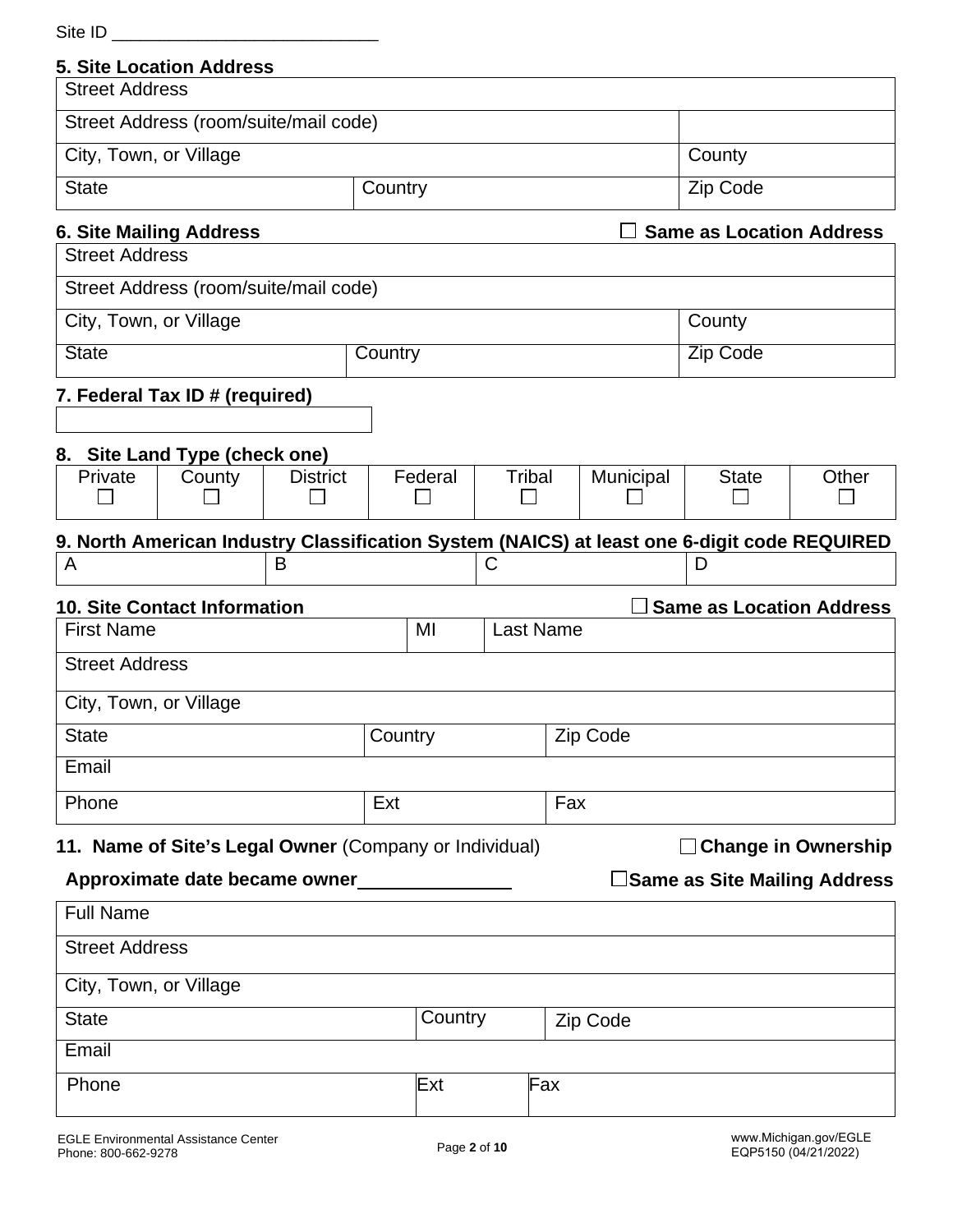Site ID ___________________________

**5. Site Location Address**

| Street Address | | |
|---|---|---|
| Street Address (room/suite/mail code) | | |
| City, Town, or Village | | County |
| State | Country | Zip Code |

**6. Site Mailing Address** ☐ **Same as Location Address**

| Street Address | | |
|---|---|---|
| Street Address (room/suite/mail code) | | |
| City, Town, or Village | | County |
| State | Country | Zip Code |

**7. Federal Tax ID # (required)**

| |
|---|
| |

**8. Site Land Type (check one)**

| Private | County | District | Federal | Tribal | Municipal | State | Other |
|---|---|---|---|---|---|---|---|
| ☐ | ☐ | ☐ | ☐ | ☐ | ☐ | ☐ | ☐ |

**9. North American Industry Classification System (NAICS) at least one 6-digit code REQUIRED**

| A | B | C | D |
|---|---|---|---|

**10. Site Contact Information** ☐ **Same as Location Address**

| First Name | MI | Last Name |
|---|---|---|
| Street Address | | |
| City, Town, or Village | | |
| State | Country | Zip Code |
| Email | | |
| Phone | Ext | Fax |

**11. Name of Site's Legal Owner** (Company or Individual) ☐ **Change in Ownership**

**Approximate date became owner**_______________ ☐**Same as Site Mailing Address**

| Full Name | | |
|---|---|---|
| Street Address | | |
| City, Town, or Village | | |
| State | Country | Zip Code |
| Email | | |
| Phone | Ext | Fax |

EGLE Environmental Assistance Center
Phone: 800-662-9278

www.Michigan.gov/EGLE
EQP5150 (04/21/2022)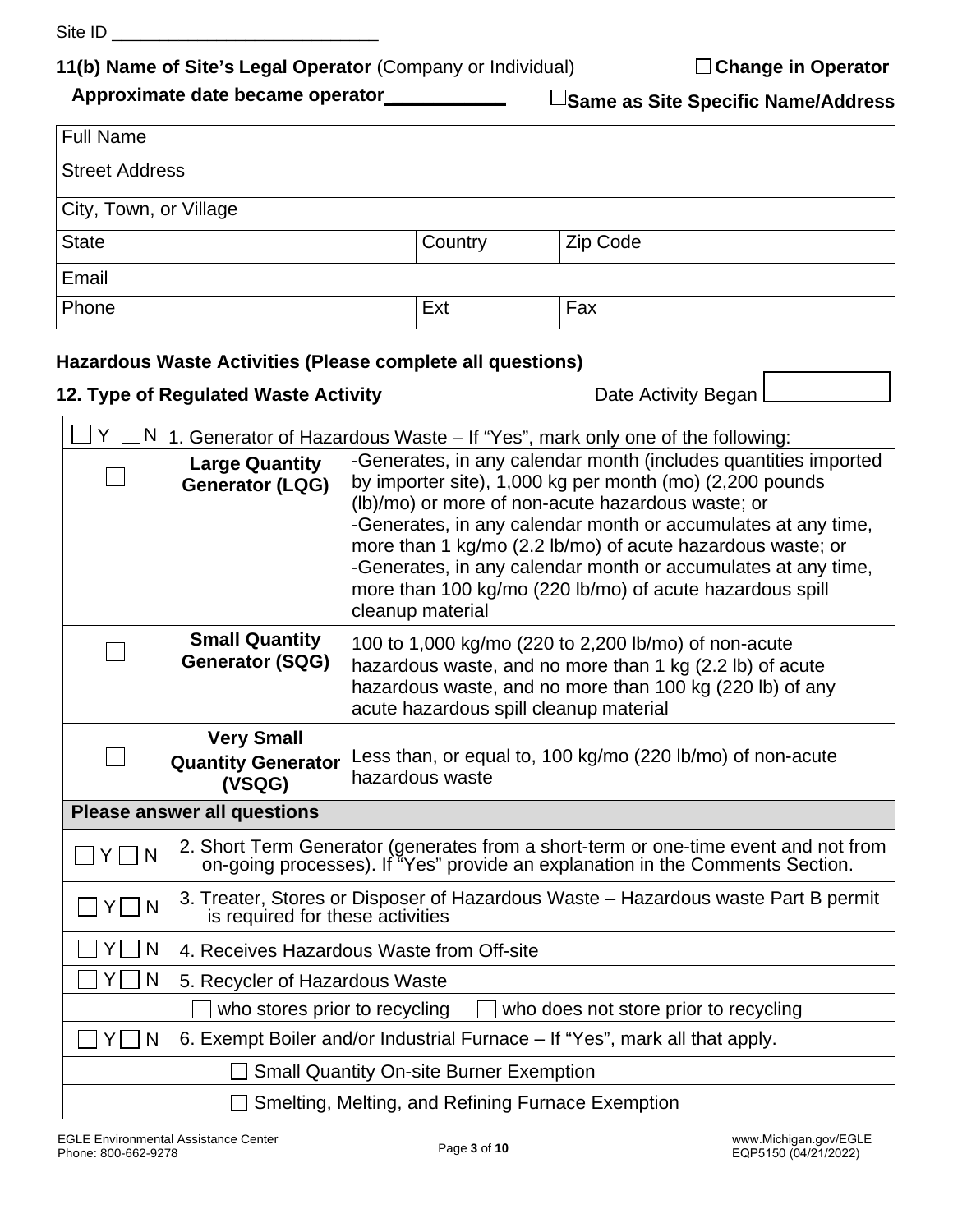Site ID ___________________________

**11(b) Name of Site's Legal Operator** (Company or Individual) ☐ **Change in Operator**

**Approximate date became operator** ___________ ☐ **Same as Site Specific Name/Address**

| Full Name | | |
|---|---|---|
| Street Address | | |
| City, Town, or Village | | |
| State | Country | Zip Code |
| Email | | |
| Phone | Ext | Fax |

## Hazardous Waste Activities (Please complete all questions)

**12. Type of Regulated Waste Activity** Date Activity Began ______

| ☐ Y ☐ N | 1. Generator of Hazardous Waste – If "Yes", mark only one of the following: | |
|---|---|---|
| ☐ | **Large Quantity Generator (LQG)** | -Generates, in any calendar month (includes quantities imported by importer site), 1,000 kg per month (mo) (2,200 pounds (lb)/mo) or more of non-acute hazardous waste; or<br>-Generates, in any calendar month or accumulates at any time, more than 1 kg/mo (2.2 lb/mo) of acute hazardous waste; or<br>-Generates, in any calendar month or accumulates at any time, more than 100 kg/mo (220 lb/mo) of acute hazardous spill cleanup material |
| ☐ | **Small Quantity Generator (SQG)** | 100 to 1,000 kg/mo (220 to 2,200 lb/mo) of non-acute hazardous waste, and no more than 1 kg (2.2 lb) of acute hazardous waste, and no more than 100 kg (220 lb) of any acute hazardous spill cleanup material |
| ☐ | **Very Small Quantity Generator (VSQG)** | Less than, or equal to, 100 kg/mo (220 lb/mo) of non-acute hazardous waste |
| **Please answer all questions** | | |
| ☐ Y ☐ N | 2. Short Term Generator (generates from a short-term or one-time event and not from on-going processes). If "Yes" provide an explanation in the Comments Section. | |
| ☐ Y ☐ N | 3. Treater, Stores or Disposer of Hazardous Waste – Hazardous waste Part B permit is required for these activities | |
| ☐ Y ☐ N | 4. Receives Hazardous Waste from Off-site | |
| ☐ Y ☐ N | 5. Recycler of Hazardous Waste | |
| | ☐ who stores prior to recycling ☐ who does not store prior to recycling | |
| ☐ Y ☐ N | 6. Exempt Boiler and/or Industrial Furnace – If "Yes", mark all that apply. | |
| | ☐ Small Quantity On-site Burner Exemption | |
| | ☐ Smelting, Melting, and Refining Furnace Exemption | |

EGLE Environmental Assistance Center
Phone: 800-662-9278

www.Michigan.gov/EGLE
EQP5150 (04/21/2022)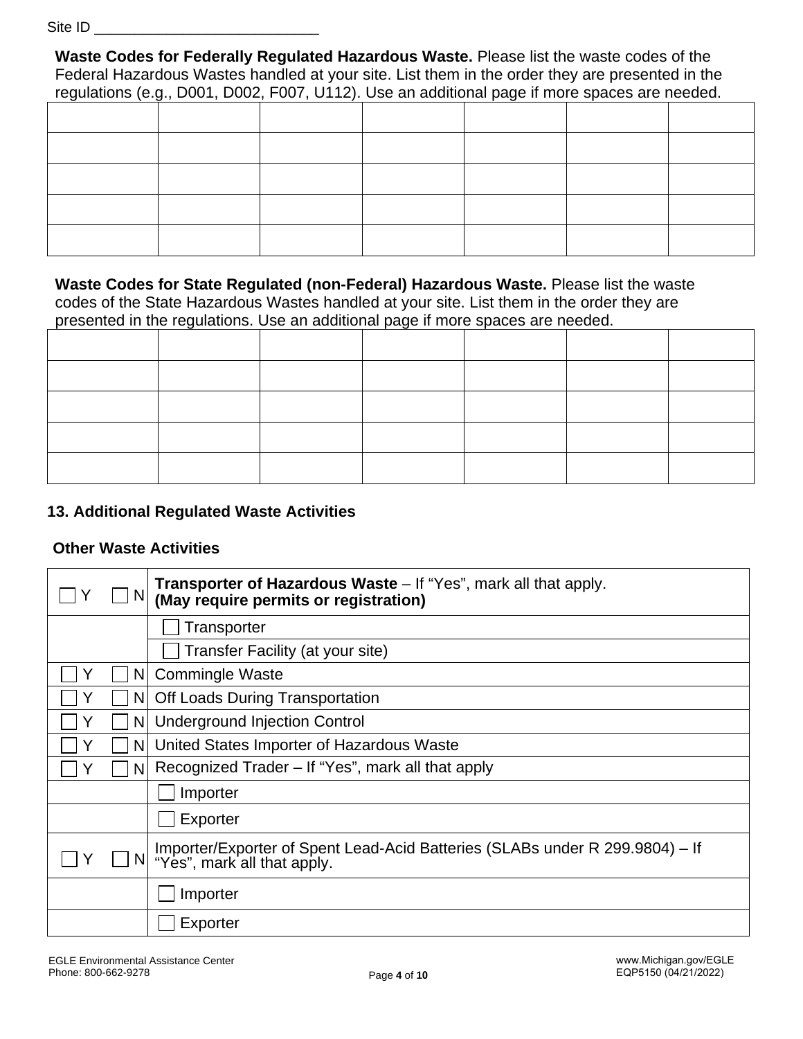Site ID ____________________________

**Waste Codes for Federally Regulated Hazardous Waste.** Please list the waste codes of the Federal Hazardous Wastes handled at your site. List them in the order they are presented in the regulations (e.g., D001, D002, F007, U112). Use an additional page if more spaces are needed.

| | | | | | | |
|---|---|---|---|---|---|---|
| | | | | | | |
| | | | | | | |
| | | | | | | |
| | | | | | | |
| | | | | | | |

**Waste Codes for State Regulated (non-Federal) Hazardous Waste.** Please list the waste codes of the State Hazardous Wastes handled at your site. List them in the order they are presented in the regulations. Use an additional page if more spaces are needed.

| | | | | | | |
|---|---|---|---|---|---|---|
| | | | | | | |
| | | | | | | |
| | | | | | | |
| | | | | | | |
| | | | | | | |

### 13. Additional Regulated Waste Activities

**Other Waste Activities**

| Y/N | Activity |
|---|---|
| ☐ Y ☐ N | **Transporter of Hazardous Waste** – If "Yes", mark all that apply. **(May require permits or registration)** |
| | ☐ Transporter |
| | ☐ Transfer Facility (at your site) |
| ☐ Y ☐ N | Commingle Waste |
| ☐ Y ☐ N | Off Loads During Transportation |
| ☐ Y ☐ N | Underground Injection Control |
| ☐ Y ☐ N | United States Importer of Hazardous Waste |
| ☐ Y ☐ N | Recognized Trader – If "Yes", mark all that apply |
| | ☐ Importer |
| | ☐ Exporter |
| ☐ Y ☐ N | Importer/Exporter of Spent Lead-Acid Batteries (SLABs under R 299.9804) – If "Yes", mark all that apply. |
| | ☐ Importer |
| | ☐ Exporter |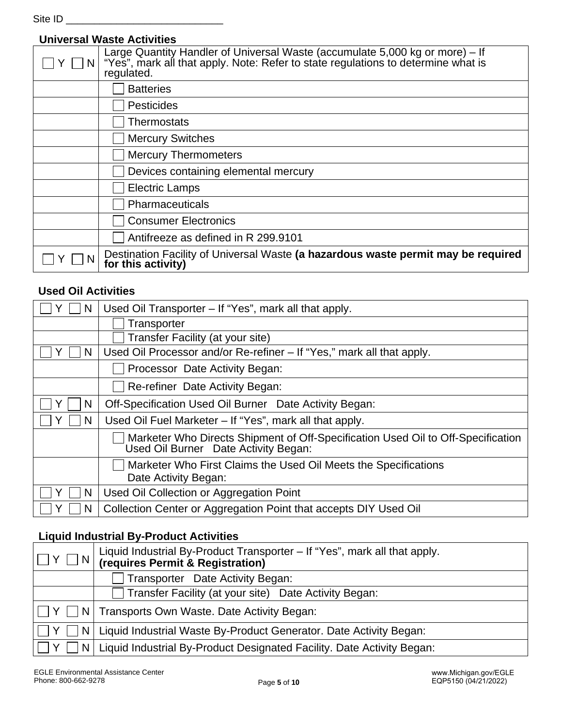Site ID ___________________________

### Universal Waste Activities

| | |
|---|---|
| ☐ Y ☐ N | Large Quantity Handler of Universal Waste (accumulate 5,000 kg or more) – If "Yes", mark all that apply. Note: Refer to state regulations to determine what is regulated. |
| | ☐ Batteries |
| | ☐ Pesticides |
| | ☐ Thermostats |
| | ☐ Mercury Switches |
| | ☐ Mercury Thermometers |
| | ☐ Devices containing elemental mercury |
| | ☐ Electric Lamps |
| | ☐ Pharmaceuticals |
| | ☐ Consumer Electronics |
| | ☐ Antifreeze as defined in R 299.9101 |
| ☐ Y ☐ N | Destination Facility of Universal Waste **(a hazardous waste permit may be required for this activity)** |

### Used Oil Activities

| | |
|---|---|
| ☐ Y ☐ N | Used Oil Transporter – If "Yes", mark all that apply. |
| | ☐ Transporter |
| | ☐ Transfer Facility (at your site) |
| ☐ Y ☐ N | Used Oil Processor and/or Re-refiner – If "Yes," mark all that apply. |
| | ☐ Processor Date Activity Began: |
| | ☐ Re-refiner Date Activity Began: |
| ☐ Y ☐ N | Off-Specification Used Oil Burner Date Activity Began: |
| ☐ Y ☐ N | Used Oil Fuel Marketer – If "Yes", mark all that apply. |
| | ☐ Marketer Who Directs Shipment of Off-Specification Used Oil to Off-Specification Used Oil Burner Date Activity Began: |
| | ☐ Marketer Who First Claims the Used Oil Meets the Specifications Date Activity Began: |
| ☐ Y ☐ N | Used Oil Collection or Aggregation Point |
| ☐ Y ☐ N | Collection Center or Aggregation Point that accepts DIY Used Oil |

### Liquid Industrial By-Product Activities

| | |
|---|---|
| ☐ Y ☐ N | Liquid Industrial By-Product Transporter – If "Yes", mark all that apply. **(requires Permit & Registration)** |
| | ☐ Transporter Date Activity Began: |
| | ☐ Transfer Facility (at your site) Date Activity Began: |
| ☐ Y ☐ N | Transports Own Waste. Date Activity Began: |
| ☐ Y ☐ N | Liquid Industrial Waste By-Product Generator. Date Activity Began: |
| ☐ Y ☐ N | Liquid Industrial By-Product Designated Facility. Date Activity Began: |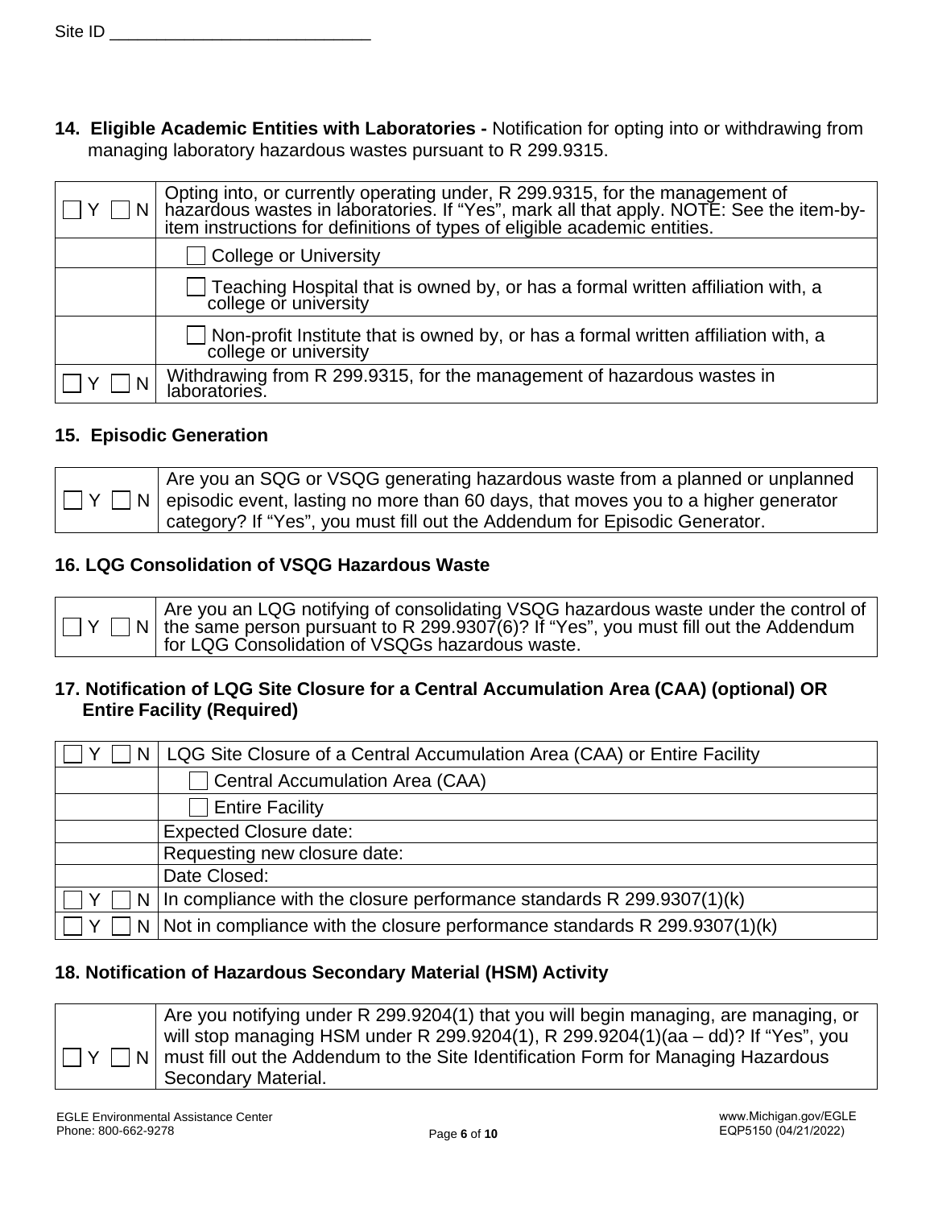Site ID ___________________________

**14. Eligible Academic Entities with Laboratories -** Notification for opting into or withdrawing from managing laboratory hazardous wastes pursuant to R 299.9315.

| | |
|---|---|
| ☐ Y ☐ N | Opting into, or currently operating under, R 299.9315, for the management of hazardous wastes in laboratories. If "Yes", mark all that apply. NOTE: See the item-by-item instructions for definitions of types of eligible academic entities. |
| | ☐ College or University |
| | ☐ Teaching Hospital that is owned by, or has a formal written affiliation with, a college or university |
| | ☐ Non-profit Institute that is owned by, or has a formal written affiliation with, a college or university |
| ☐ Y ☐ N | Withdrawing from R 299.9315, for the management of hazardous wastes in laboratories. |

**15. Episodic Generation**

| | |
|---|---|
| ☐ Y ☐ N | Are you an SQG or VSQG generating hazardous waste from a planned or unplanned episodic event, lasting no more than 60 days, that moves you to a higher generator category? If "Yes", you must fill out the Addendum for Episodic Generator. |

**16. LQG Consolidation of VSQG Hazardous Waste**

| | |
|---|---|
| ☐ Y ☐ N | Are you an LQG notifying of consolidating VSQG hazardous waste under the control of the same person pursuant to R 299.9307(6)? If "Yes", you must fill out the Addendum for LQG Consolidation of VSQGs hazardous waste. |

**17. Notification of LQG Site Closure for a Central Accumulation Area (CAA) (optional) OR Entire Facility (Required)**

| | |
|---|---|
| ☐ Y ☐ N | LQG Site Closure of a Central Accumulation Area (CAA) or Entire Facility |
| | ☐ Central Accumulation Area (CAA) |
| | ☐ Entire Facility |
| | Expected Closure date: |
| | Requesting new closure date: |
| | Date Closed: |
| ☐ Y ☐ N | In compliance with the closure performance standards R 299.9307(1)(k) |
| ☐ Y ☐ N | Not in compliance with the closure performance standards R 299.9307(1)(k) |

**18. Notification of Hazardous Secondary Material (HSM) Activity**

| | |
|---|---|
| ☐ Y ☐ N | Are you notifying under R 299.9204(1) that you will begin managing, are managing, or will stop managing HSM under R 299.9204(1), R 299.9204(1)(aa – dd)? If "Yes", you must fill out the Addendum to the Site Identification Form for Managing Hazardous Secondary Material. |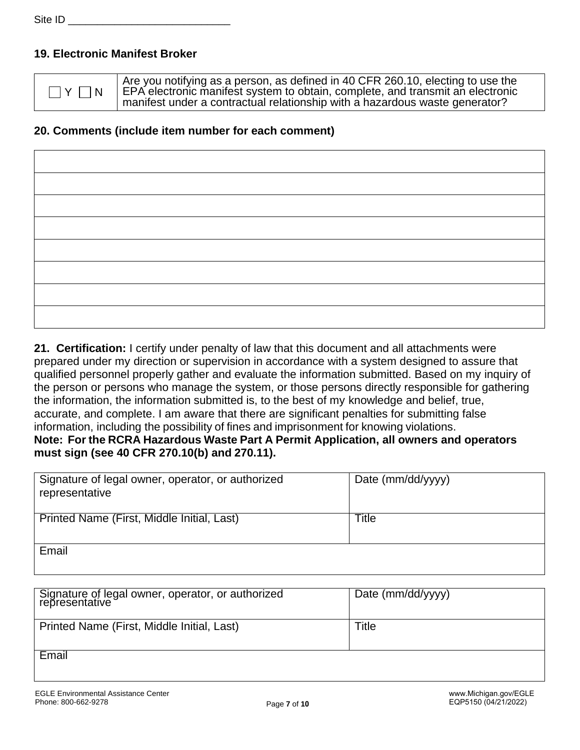Site ID ____________________________

## 19. Electronic Manifest Broker

| | |
|---|---|
| ☐ Y ☐ N | Are you notifying as a person, as defined in 40 CFR 260.10, electing to use the EPA electronic manifest system to obtain, complete, and transmit an electronic manifest under a contractual relationship with a hazardous waste generator? |

## 20. Comments (include item number for each comment)

| |
|---|
| |
| |
| |
| |
| |
| |
| |
| |

**21. Certification:** I certify under penalty of law that this document and all attachments were prepared under my direction or supervision in accordance with a system designed to assure that qualified personnel properly gather and evaluate the information submitted. Based on my inquiry of the person or persons who manage the system, or those persons directly responsible for gathering the information, the information submitted is, to the best of my knowledge and belief, true, accurate, and complete. I am aware that there are significant penalties for submitting false information, including the possibility of fines and imprisonment for knowing violations.
**Note: For the RCRA Hazardous Waste Part A Permit Application, all owners and operators must sign (see 40 CFR 270.10(b) and 270.11).**

| Signature of legal owner, operator, or authorized representative | Date (mm/dd/yyyy) |
|---|---|
| Printed Name (First, Middle Initial, Last) | Title |
| Email | |

| Signature of legal owner, operator, or authorized representative | Date (mm/dd/yyyy) |
|---|---|
| Printed Name (First, Middle Initial, Last) | Title |
| Email | |

EGLE Environmental Assistance Center
Phone: 800-662-9278

www.Michigan.gov/EGLE
EQP5150 (04/21/2022)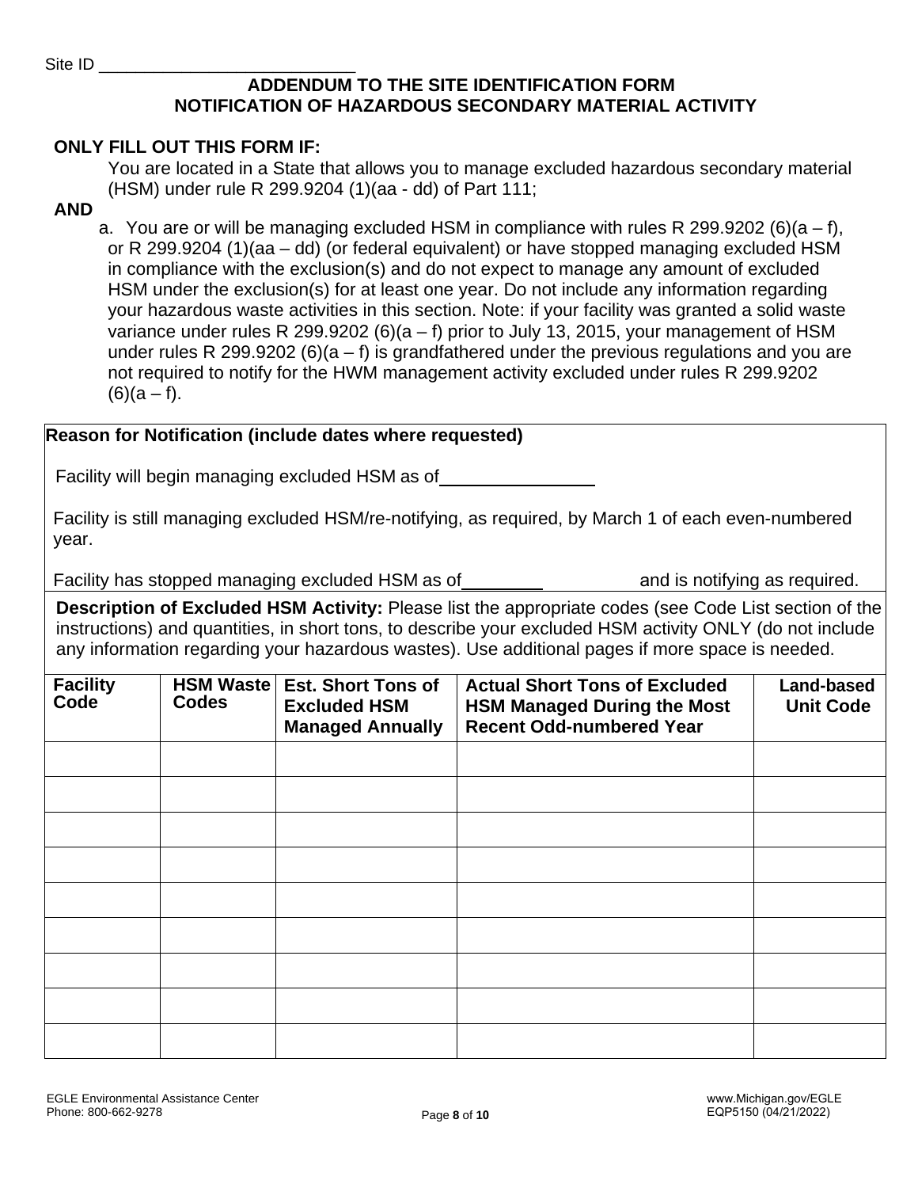Site ID ___________________________

# ADDENDUM TO THE SITE IDENTIFICATION FORM
# NOTIFICATION OF HAZARDOUS SECONDARY MATERIAL ACTIVITY

**ONLY FILL OUT THIS FORM IF:**

You are located in a State that allows you to manage excluded hazardous secondary material (HSM) under rule R 299.9204 (1)(aa - dd) of Part 111;

**AND**

a. You are or will be managing excluded HSM in compliance with rules R 299.9202 (6)(a – f), or R 299.9204 (1)(aa – dd) (or federal equivalent) or have stopped managing excluded HSM in compliance with the exclusion(s) and do not expect to manage any amount of excluded HSM under the exclusion(s) for at least one year. Do not include any information regarding your hazardous waste activities in this section. Note: if your facility was granted a solid waste variance under rules R 299.9202 (6)(a – f) prior to July 13, 2015, your management of HSM under rules R 299.9202 (6)(a – f) is grandfathered under the previous regulations and you are not required to notify for the HWM management activity excluded under rules R 299.9202 (6)(a – f).

**Reason for Notification (include dates where requested)**

Facility will begin managing excluded HSM as of ________________

Facility is still managing excluded HSM/re-notifying, as required, by March 1 of each even-numbered year.

Facility has stopped managing excluded HSM as of _________ and is notifying as required.

**Description of Excluded HSM Activity:** Please list the appropriate codes (see Code List section of the instructions) and quantities, in short tons, to describe your excluded HSM activity ONLY (do not include any information regarding your hazardous wastes). Use additional pages if more space is needed.

| Facility Code | HSM Waste Codes | Est. Short Tons of Excluded HSM Managed Annually | Actual Short Tons of Excluded HSM Managed During the Most Recent Odd-numbered Year | Land-based Unit Code |
|---|---|---|---|---|
| | | | | |
| | | | | |
| | | | | |
| | | | | |
| | | | | |
| | | | | |
| | | | | |
| | | | | |
| | | | | |

EGLE Environmental Assistance Center
Phone: 800-662-9278

www.Michigan.gov/EGLE
EQP5150 (04/21/2022)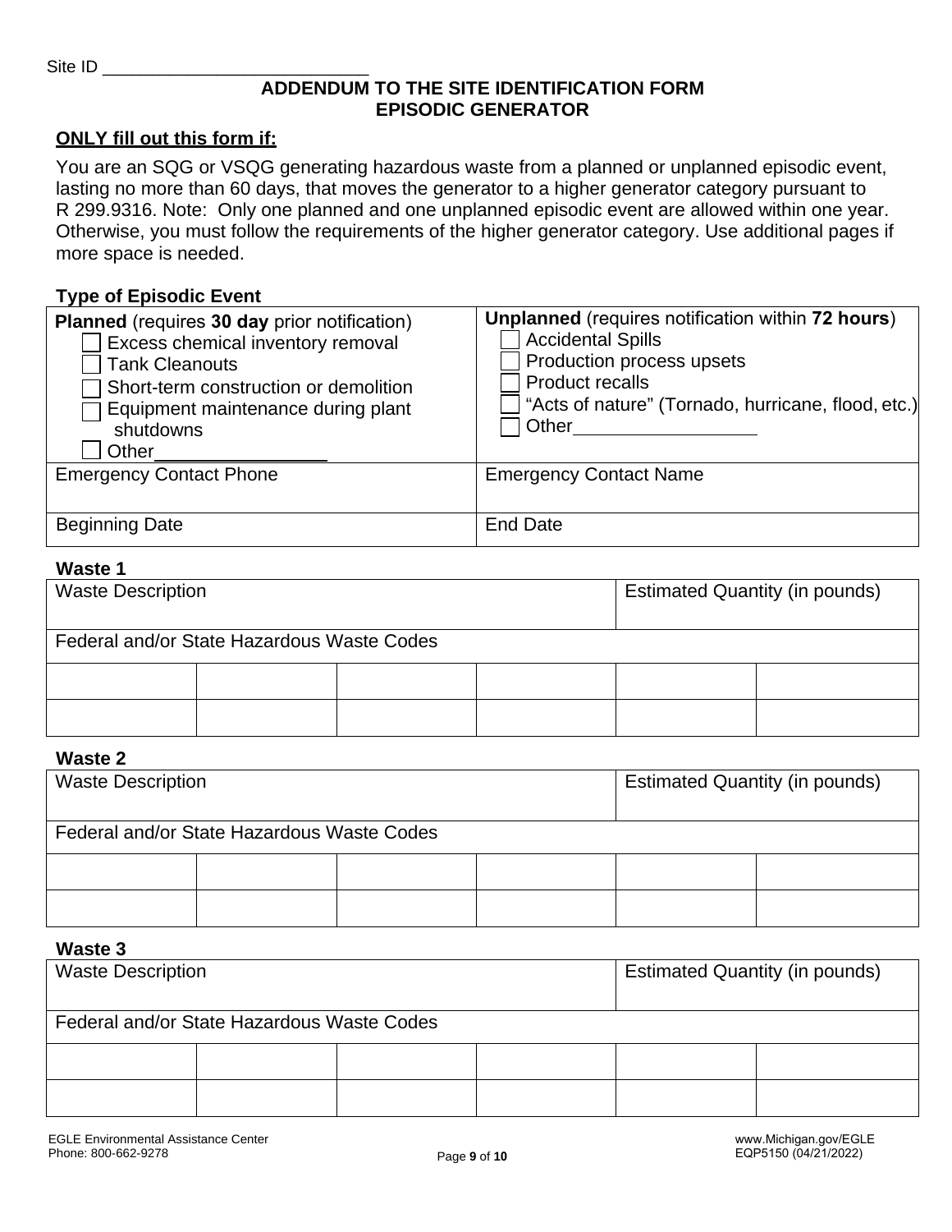Site ID ___________________________

# ADDENDUM TO THE SITE IDENTIFICATION FORM
# EPISODIC GENERATOR

**ONLY fill out this form if:**

You are an SQG or VSQG generating hazardous waste from a planned or unplanned episodic event, lasting no more than 60 days, that moves the generator to a higher generator category pursuant to R 299.9316. Note: Only one planned and one unplanned episodic event are allowed within one year. Otherwise, you must follow the requirements of the higher generator category. Use additional pages if more space is needed.

**Type of Episodic Event**

| **Planned** (requires **30 day** prior notification) | **Unplanned** (requires notification within **72 hours**) |
| --- | --- |
| ☐ Excess chemical inventory removal<br>☐ Tank Cleanouts<br>☐ Short-term construction or demolition<br>☐ Equipment maintenance during plant shutdowns<br>☐ Other_________________ | ☐ Accidental Spills<br>☐ Production process upsets<br>☐ Product recalls<br>☐ "Acts of nature" (Tornado, hurricane, flood, etc.)<br>☐ Other_________________ |
| Emergency Contact Phone | Emergency Contact Name |
| Beginning Date | End Date |

**Waste 1**

| Waste Description | | | | Estimated Quantity (in pounds) | |
| --- | --- | --- | --- | --- | --- |
| Federal and/or State Hazardous Waste Codes | | | | | |
| | | | | | |
| | | | | | |

**Waste 2**

| Waste Description | | | | Estimated Quantity (in pounds) | |
| --- | --- | --- | --- | --- | --- |
| Federal and/or State Hazardous Waste Codes | | | | | |
| | | | | | |
| | | | | | |

**Waste 3**

| Waste Description | | | | Estimated Quantity (in pounds) | |
| --- | --- | --- | --- | --- | --- |
| Federal and/or State Hazardous Waste Codes | | | | | |
| | | | | | |
| | | | | | |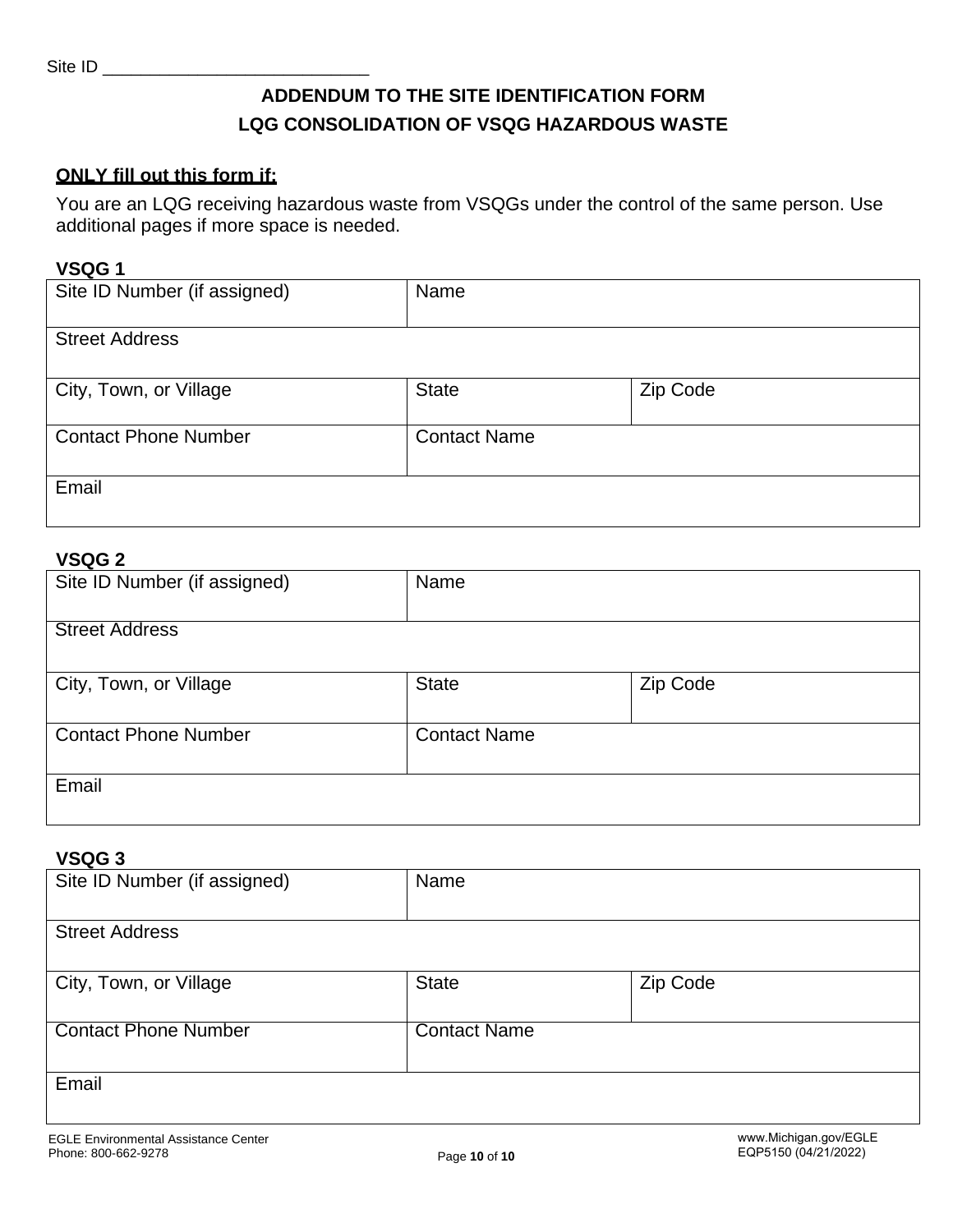Site ID ___________________________

## ADDENDUM TO THE SITE IDENTIFICATION FORM

## LQG CONSOLIDATION OF VSQG HAZARDOUS WASTE

**ONLY fill out this form if:**

You are an LQG receiving hazardous waste from VSQGs under the control of the same person. Use additional pages if more space is needed.

**VSQG 1**

| | | |
|---|---|---|
| Site ID Number (if assigned) | Name | |
| Street Address | | |
| City, Town, or Village | State | Zip Code |
| Contact Phone Number | Contact Name | |
| Email | | |

**VSQG 2**

| | | |
|---|---|---|
| Site ID Number (if assigned) | Name | |
| Street Address | | |
| City, Town, or Village | State | Zip Code |
| Contact Phone Number | Contact Name | |
| Email | | |

**VSQG 3**

| | | |
|---|---|---|
| Site ID Number (if assigned) | Name | |
| Street Address | | |
| City, Town, or Village | State | Zip Code |
| Contact Phone Number | Contact Name | |
| Email | | |

EGLE Environmental Assistance Center
Phone: 800-662-9278

www.Michigan.gov/EGLE
EQP5150 (04/21/2022)